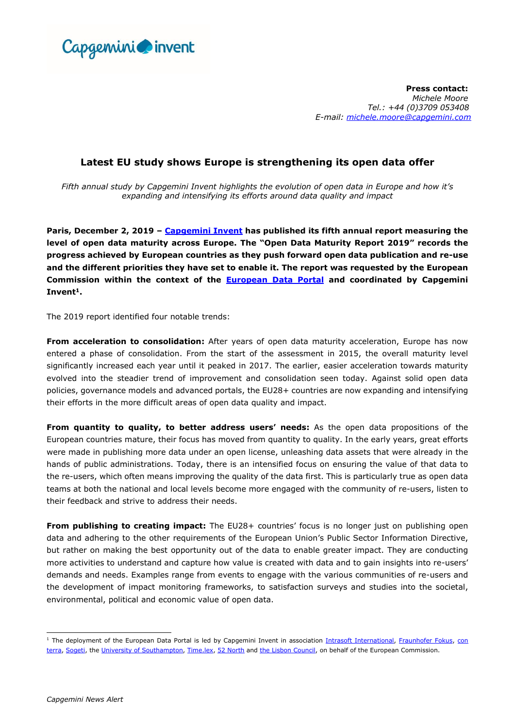**Press contact:**
*Michele Moore*
*Tel.: +44 (0)3709 053408*
*E-mail: michele.moore@capgemini.com*

# Latest EU study shows Europe is strengthening its open data offer

*Fifth annual study by Capgemini Invent highlights the evolution of open data in Europe and how it's expanding and intensifying its efforts around data quality and impact*

**Paris, December 2, 2019 – Capgemini Invent has published its fifth annual report measuring the level of open data maturity across Europe. The "Open Data Maturity Report 2019" records the progress achieved by European countries as they push forward open data publication and re-use and the different priorities they have set to enable it. The report was requested by the European Commission within the context of the European Data Portal and coordinated by Capgemini Invent[1].**

The 2019 report identified four notable trends:

**From acceleration to consolidation:** After years of open data maturity acceleration, Europe has now entered a phase of consolidation. From the start of the assessment in 2015, the overall maturity level significantly increased each year until it peaked in 2017. The earlier, easier acceleration towards maturity evolved into the steadier trend of improvement and consolidation seen today. Against solid open data policies, governance models and advanced portals, the EU28+ countries are now expanding and intensifying their efforts in the more difficult areas of open data quality and impact.

**From quantity to quality, to better address users' needs:** As the open data propositions of the European countries mature, their focus has moved from quantity to quality. In the early years, great efforts were made in publishing more data under an open license, unleashing data assets that were already in the hands of public administrations. Today, there is an intensified focus on ensuring the value of that data to the re-users, which often means improving the quality of the data first. This is particularly true as open data teams at both the national and local levels become more engaged with the community of re-users, listen to their feedback and strive to address their needs.

**From publishing to creating impact:** The EU28+ countries' focus is no longer just on publishing open data and adhering to the other requirements of the European Union's Public Sector Information Directive, but rather on making the best opportunity out of the data to enable greater impact. They are conducting more activities to understand and capture how value is created with data and to gain insights into re-users' demands and needs. Examples range from events to engage with the various communities of re-users and the development of impact monitoring frameworks, to satisfaction surveys and studies into the societal, environmental, political and economic value of open data.

---

[1] The deployment of the European Data Portal is led by Capgemini Invent in association Intrasoft International, Fraunhofer Fokus, con terra, Sogeti, the University of Southampton, Time.lex, 52 North and the Lisbon Council, on behalf of the European Commission.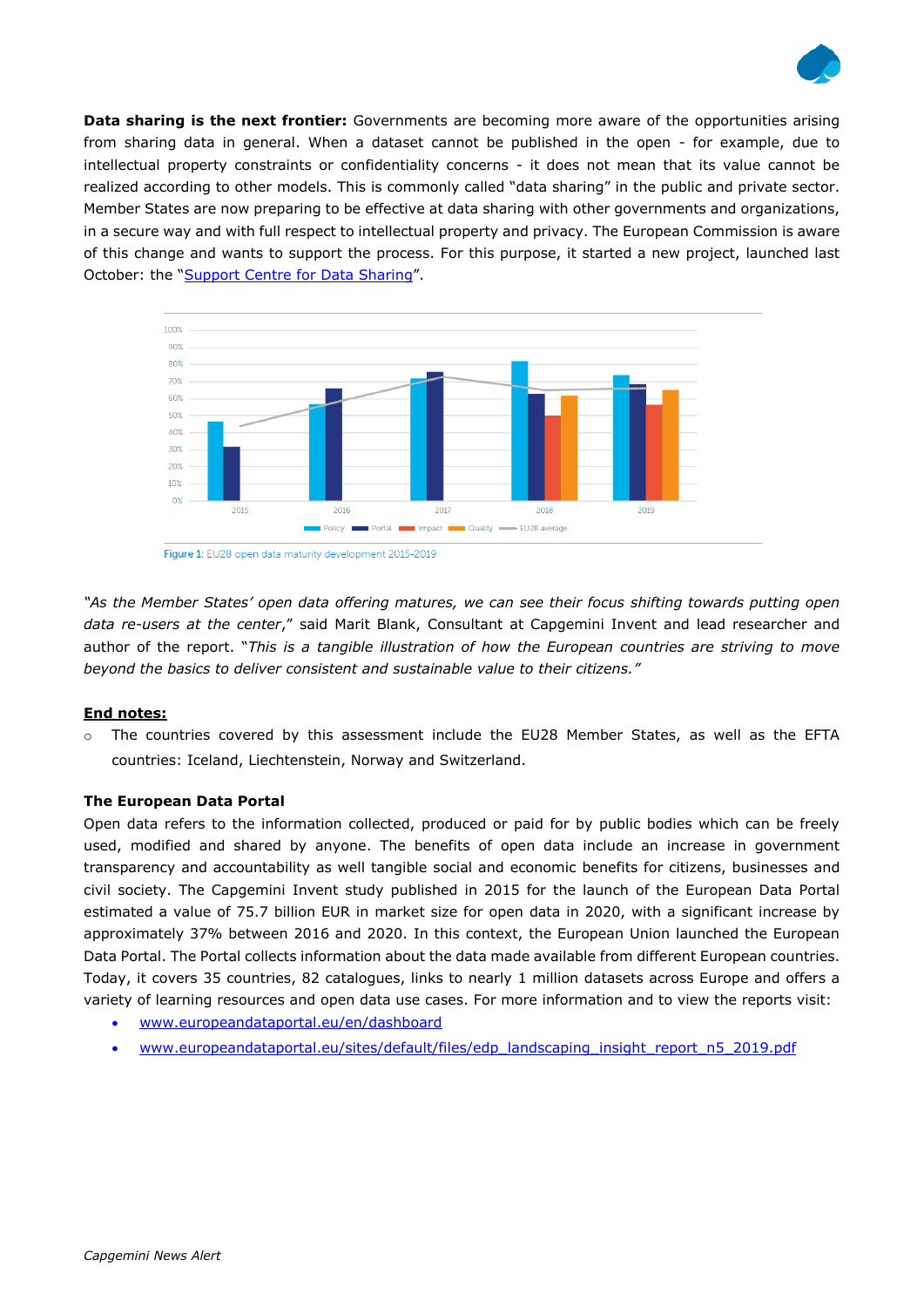**Data sharing is the next frontier:** Governments are becoming more aware of the opportunities arising from sharing data in general. When a dataset cannot be published in the open - for example, due to intellectual property constraints or confidentiality concerns - it does not mean that its value cannot be realized according to other models. This is commonly called "data sharing" in the public and private sector. Member States are now preparing to be effective at data sharing with other governments and organizations, in a secure way and with full respect to intellectual property and privacy. The European Commission is aware of this change and wants to support the process. For this purpose, it started a new project, launched last October: the "Support Centre for Data Sharing".

100%
90%
80%
70%
60%
50%
40%
30%
20%
10%
0%

2015
2016
2017
2018
2019

Policy
Portal
Impact
Quality
EU28 average

Figure 1: EU28 open data maturity development 2015-2019

*"As the Member States' open data offering matures, we can see their focus shifting towards putting open data re-users at the center*," said Marit Blank, Consultant at Capgemini Invent and lead researcher and author of the report. "*This is a tangible illustration of how the European countries are striving to move beyond the basics to deliver consistent and sustainable value to their citizens."*

**End notes:**

- The countries covered by this assessment include the EU28 Member States, as well as the EFTA countries: Iceland, Liechtenstein, Norway and Switzerland.

**The European Data Portal**

Open data refers to the information collected, produced or paid for by public bodies which can be freely used, modified and shared by anyone. The benefits of open data include an increase in government transparency and accountability as well tangible social and economic benefits for citizens, businesses and civil society. The Capgemini Invent study published in 2015 for the launch of the European Data Portal estimated a value of 75.7 billion EUR in market size for open data in 2020, with a significant increase by approximately 37% between 2016 and 2020. In this context, the European Union launched the European Data Portal. The Portal collects information about the data made available from different European countries. Today, it covers 35 countries, 82 catalogues, links to nearly 1 million datasets across Europe and offers a variety of learning resources and open data use cases. For more information and to view the reports visit:

- www.europeandataportal.eu/en/dashboard
- www.europeandataportal.eu/sites/default/files/edp_landscaping_insight_report_n5_2019.pdf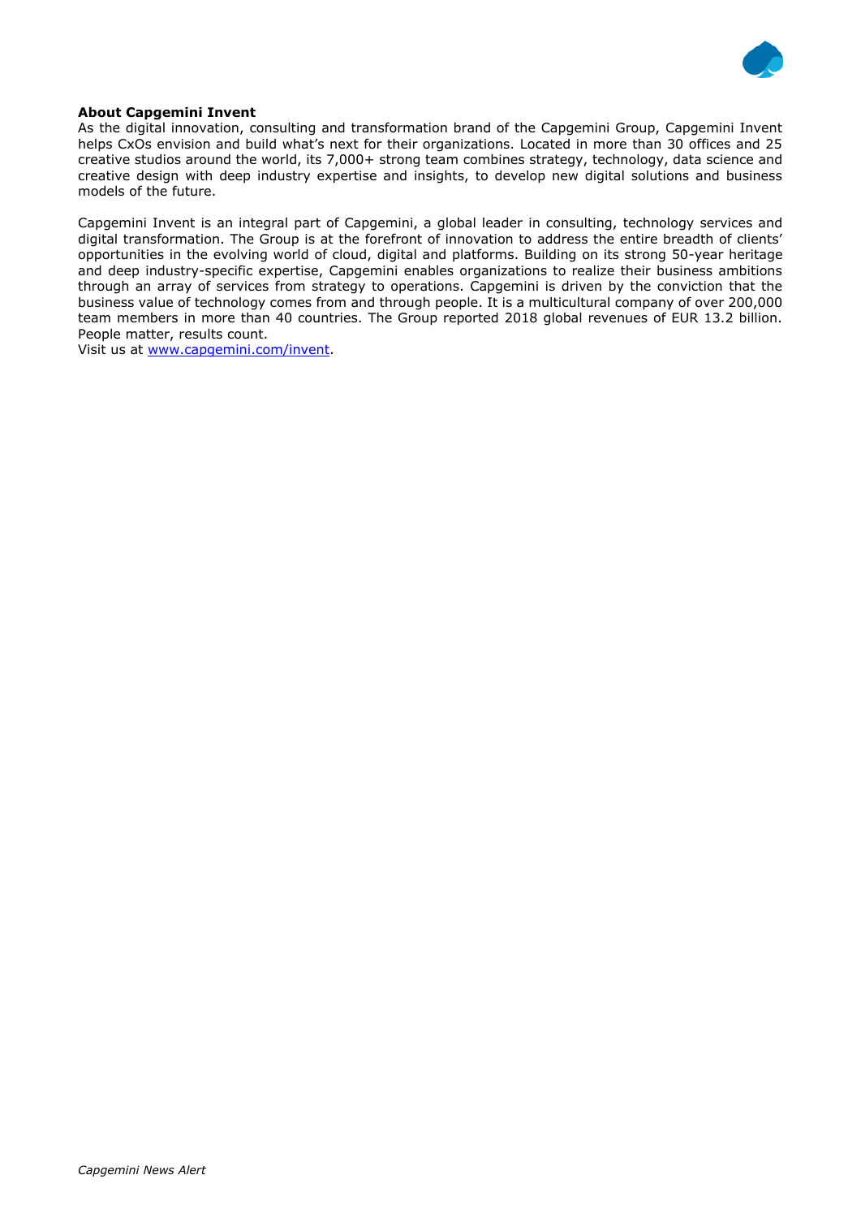**About Capgemini Invent**
As the digital innovation, consulting and transformation brand of the Capgemini Group, Capgemini Invent helps CxOs envision and build what's next for their organizations. Located in more than 30 offices and 25 creative studios around the world, its 7,000+ strong team combines strategy, technology, data science and creative design with deep industry expertise and insights, to develop new digital solutions and business models of the future.

Capgemini Invent is an integral part of Capgemini, a global leader in consulting, technology services and digital transformation. The Group is at the forefront of innovation to address the entire breadth of clients' opportunities in the evolving world of cloud, digital and platforms. Building on its strong 50-year heritage and deep industry-specific expertise, Capgemini enables organizations to realize their business ambitions through an array of services from strategy to operations. Capgemini is driven by the conviction that the business value of technology comes from and through people. It is a multicultural company of over 200,000 team members in more than 40 countries. The Group reported 2018 global revenues of EUR 13.2 billion. People matter, results count.
Visit us at [www.capgemini.com/invent](www.capgemini.com/invent).